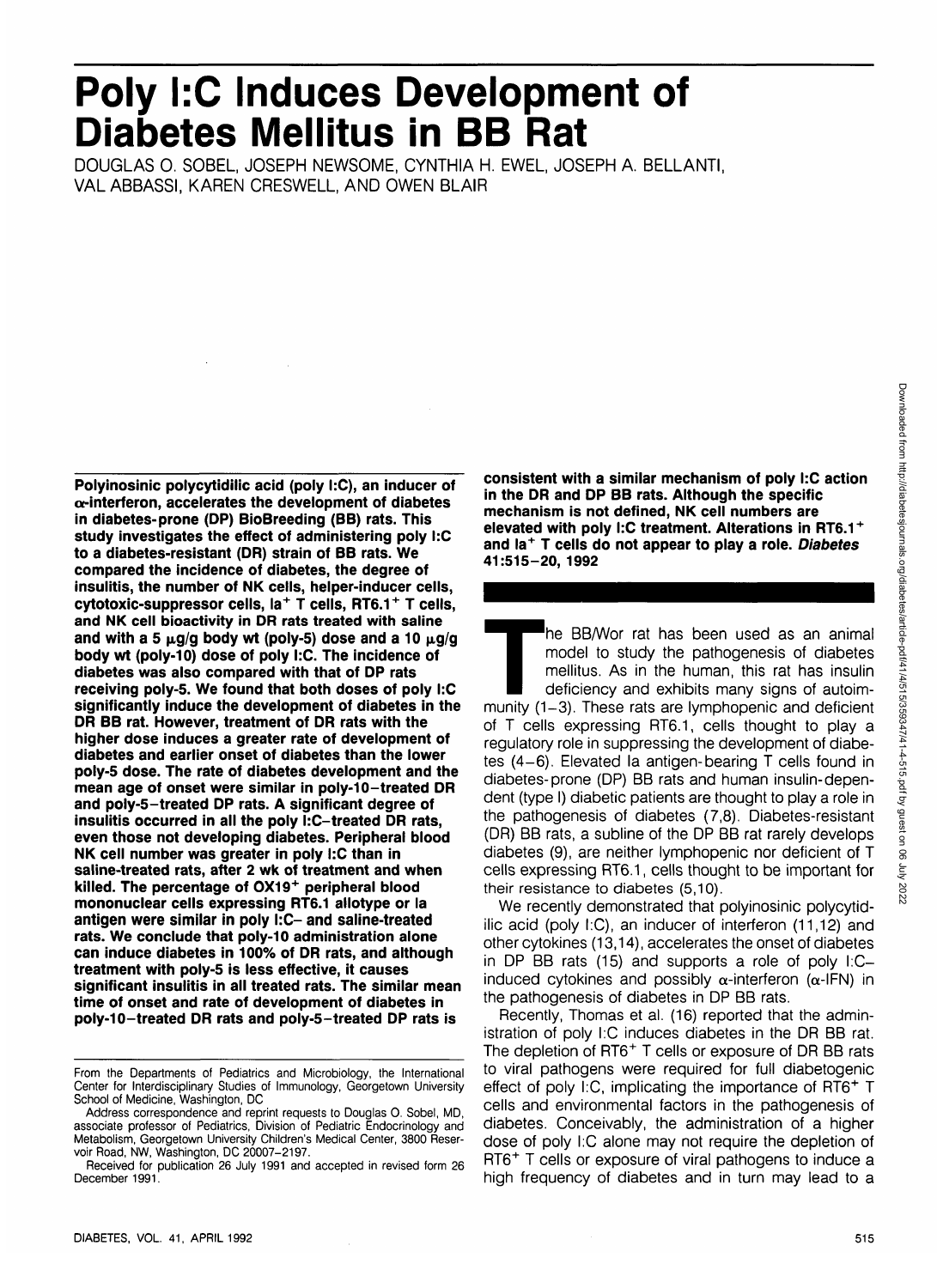# Poly I:C Induces Development of Diabetes Mellitus in BB Rat

DOUGLAS O. SOBEL, JOSEPH NEWSOME, CYNTHIA H. EWEL, JOSEPH A. BELLANTI, VAL ABBASSI, KAREN CRESWELL, AND OWEN BLAIR

**Polyinosinic polycytidilic acid (poly I:C), an inducer of α-interferon, accelerates the development of diabetes in diabetes-prone (DP) BioBreeding (BB) rats. This study investigates the effect of administering poly I:C to a diabetes-resistant (DR) strain of BB rats. We compared the incidence of diabetes, the degree of insulitis, the number of NK cells, helper-inducer cells, cytotoxic-suppressor cells, Ia$^+$ T cells, RT6.1$^+$ T cells, and NK cell bioactivity in DR rats treated with saline and with a 5 μg/g body wt (poly-5) dose and a 10 μg/g body wt (poly-10) dose of poly I:C. The incidence of diabetes was also compared with that of DP rats receiving poly-5. We found that both doses of poly I:C significantly induce the development of diabetes in the DR BB rat. However, treatment of DR rats with the higher dose induces a greater rate of development of diabetes and earlier onset of diabetes than the lower poly-5 dose. The rate of diabetes development and the mean age of onset were similar in poly-10–treated DR and poly-5–treated DP rats. A significant degree of insulitis occurred in all the poly I:C–treated DR rats, even those not developing diabetes. Peripheral blood NK cell number was greater in poly I:C than in saline-treated rats, after 2 wk of treatment and when killed. The percentage of OX19$^+$ peripheral blood mononuclear cells expressing RT6.1 allotype or Ia antigen were similar in poly I:C– and saline-treated rats. We conclude that poly-10 administration alone can induce diabetes in 100% of DR rats, and although treatment with poly-5 is less effective, it causes significant insulitis in all treated rats. The similar mean time of onset and rate of development of diabetes in poly-10–treated DR rats and poly-5–treated DP rats is consistent with a similar mechanism of poly I:C action in the DR and DP BB rats. Although the specific mechanism is not defined, NK cell numbers are elevated with poly I:C treatment. Alterations in RT6.1$^+$ and Ia$^+$ T cells do not appear to play a role. *Diabetes* 41:515–20, 1992**

From the Departments of Pediatrics and Microbiology, the International Center for Interdisciplinary Studies of Immunology, Georgetown University School of Medicine, Washington, DC

Address correspondence and reprint requests to Douglas O. Sobel, MD, associate professor of Pediatrics, Division of Pediatric Endocrinology and Metabolism, Georgetown University Children's Medical Center, 3800 Reservoir Road, NW, Washington, DC 20007-2197.

Received for publication 26 July 1991 and accepted in revised form 26 December 1991.

The BB/Wor rat has been used as an animal model to study the pathogenesis of diabetes mellitus. As in the human, this rat has insulin deficiency and exhibits many signs of autoimmunity (1–3). These rats are lymphopenic and deficient of T cells expressing RT6.1, cells thought to play a regulatory role in suppressing the development of diabetes (4–6). Elevated Ia antigen-bearing T cells found in diabetes-prone (DP) BB rats and human insulin-dependent (type I) diabetic patients are thought to play a role in the pathogenesis of diabetes (7,8). Diabetes-resistant (DR) BB rats, a subline of the DP BB rat rarely develops diabetes (9), are neither lymphopenic nor deficient of T cells expressing RT6.1, cells thought to be important for their resistance to diabetes (5,10).

We recently demonstrated that polyinosinic polycytidilic acid (poly I:C), an inducer of interferon (11,12) and other cytokines (13,14), accelerates the onset of diabetes in DP BB rats (15) and supports a role of poly I:C–induced cytokines and possibly α-interferon (α-IFN) in the pathogenesis of diabetes in DP BB rats.

Recently, Thomas et al. (16) reported that the administration of poly I:C induces diabetes in the DR BB rat. The depletion of RT6$^+$ T cells or exposure of DR BB rats to viral pathogens were required for full diabetogenic effect of poly I:C, implicating the importance of RT6$^+$ T cells and environmental factors in the pathogenesis of diabetes. Conceivably, the administration of a higher dose of poly I:C alone may not require the depletion of RT6$^+$ T cells or exposure of viral pathogens to induce a high frequency of diabetes and in turn may lead to a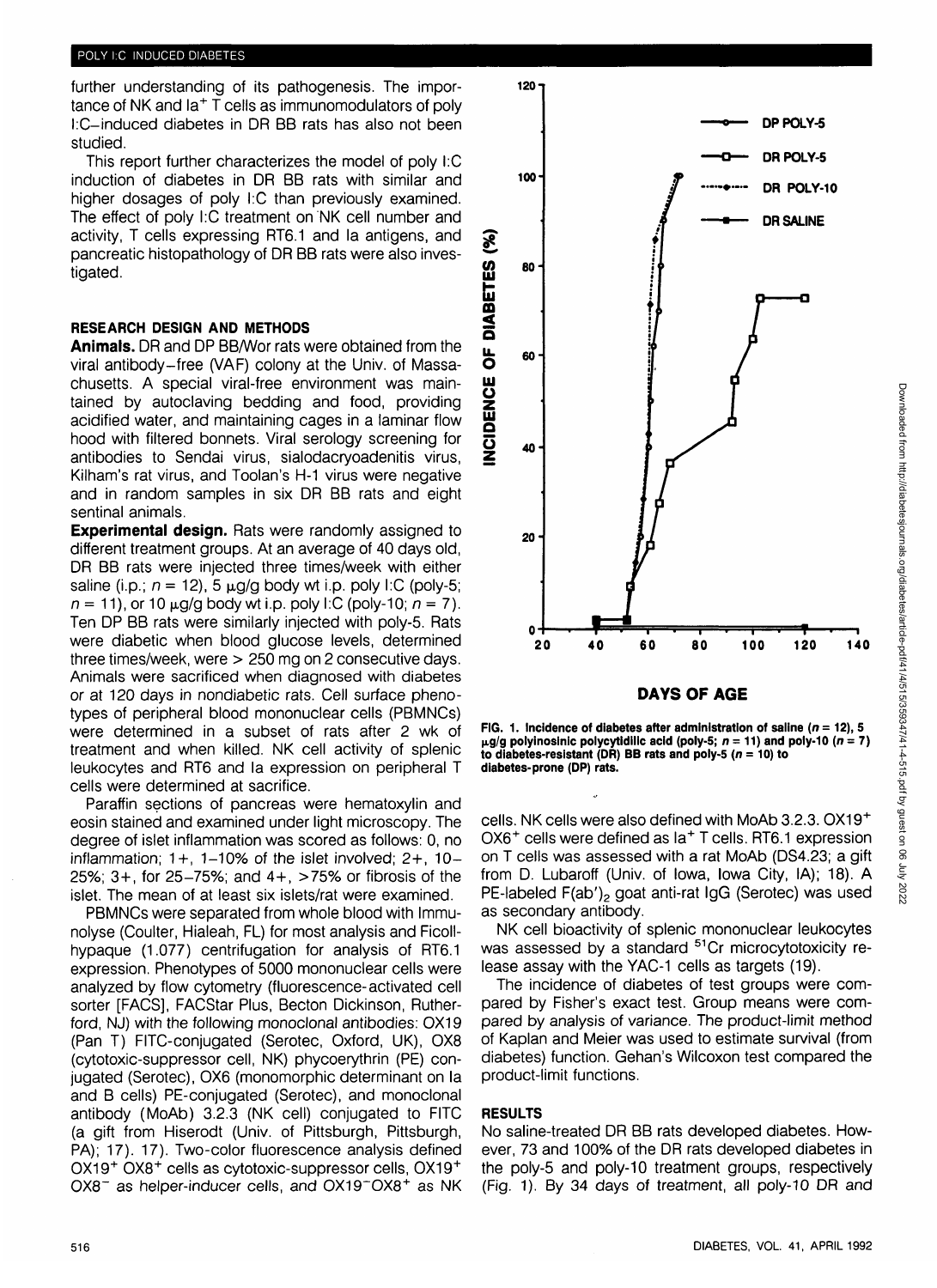further understanding of its pathogenesis. The importance of NK and Ia$^+$ T cells as immunomodulators of poly I:C–induced diabetes in DR BB rats has also not been studied.

This report further characterizes the model of poly I:C induction of diabetes in DR BB rats with similar and higher dosages of poly I:C than previously examined. The effect of poly I:C treatment on NK cell number and activity, T cells expressing RT6.1 and Ia antigens, and pancreatic histopathology of DR BB rats were also investigated.

## RESEARCH DESIGN AND METHODS

**Animals.** DR and DP BB/Wor rats were obtained from the viral antibody–free (VAF) colony at the Univ. of Massachusetts. A special viral-free environment was maintained by autoclaving bedding and food, providing acidified water, and maintaining cages in a laminar flow hood with filtered bonnets. Viral serology screening for antibodies to Sendai virus, sialodacryoadenitis virus, Kilham's rat virus, and Toolan's H-1 virus were negative and in random samples in six DR BB rats and eight sentinal animals.

**Experimental design.** Rats were randomly assigned to different treatment groups. At an average of 40 days old, DR BB rats were injected three times/week with either saline (i.p.; $n = 12$), 5 μg/g body wt i.p. poly I:C (poly-5; $n = 11$), or 10 μg/g body wt i.p. poly I:C (poly-10; $n = 7$). Ten DP BB rats were similarly injected with poly-5. Rats were diabetic when blood glucose levels, determined three times/week, were > 250 mg on 2 consecutive days. Animals were sacrificed when diagnosed with diabetes or at 120 days in nondiabetic rats. Cell surface phenotypes of peripheral blood mononuclear cells (PBMNCs) were determined in a subset of rats after 2 wk of treatment and when killed. NK cell activity of splenic leukocytes and RT6 and Ia expression on peripheral T cells were determined at sacrifice.

Paraffin sections of pancreas were hematoxylin and eosin stained and examined under light microscopy. The degree of islet inflammation was scored as follows: 0, no inflammation; 1+, 1–10% of the islet involved; 2+, 10–25%; 3+, for 25–75%; and 4+, >75% or fibrosis of the islet. The mean of at least six islets/rat were examined.

PBMNCs were separated from whole blood with Immunolyse (Coulter, Hialeah, FL) for most analysis and Ficoll-hypaque (1.077) centrifugation for analysis of RT6.1 expression. Phenotypes of 5000 mononuclear cells were analyzed by flow cytometry (fluorescence-activated cell sorter [FACS], FACStar Plus, Becton Dickinson, Rutherford, NJ) with the following monoclonal antibodies: OX19 (Pan T) FITC-conjugated (Serotec, Oxford, UK), OX8 (cytotoxic-suppressor cell, NK) phycoerythrin (PE) conjugated (Serotec), OX6 (monomorphic determinant on Ia and B cells) PE-conjugated (Serotec), and monoclonal antibody (MoAb) 3.2.3 (NK cell) conjugated to FITC (a gift from Hiserodt (Univ. of Pittsburgh, Pittsburgh, PA); 17). 17). Two-color fluorescence analysis defined OX19$^+$ OX8$^+$ cells as cytotoxic-suppressor cells, OX19$^+$ OX8$^-$ as helper-inducer cells, and OX19$^-$OX8$^+$ as NK cells. NK cells were also defined with MoAb 3.2.3. OX19$^+$ OX6$^+$ cells were defined as Ia$^+$ T cells. RT6.1 expression on T cells was assessed with a rat MoAb (DS4.23; a gift from D. Lubaroff (Univ. of Iowa, Iowa City, IA); 18). A PE-labeled F(ab')$_2$ goat anti-rat IgG (Serotec) was used as secondary antibody.

NK cell bioactivity of splenic mononuclear leukocytes was assessed by a standard $^{51}$Cr microcytotoxicity release assay with the YAC-1 cells as targets (19).

The incidence of diabetes of test groups were compared by Fisher's exact test. Group means were compared by analysis of variance. The product-limit method of Kaplan and Meier was used to estimate survival (from diabetes) function. Gehan's Wilcoxon test compared the product-limit functions.

**FIG. 1. Incidence of diabetes after administration of saline ($n = 12$), 5 μg/g polyinosinic polycytidilic acid (poly-5; $n = 11$) and poly-10 ($n = 7$) to diabetes-resistant (DR) BB rats and poly-5 ($n = 10$) to diabetes-prone (DP) rats.**

## RESULTS

No saline-treated DR BB rats developed diabetes. However, 73 and 100% of the DR rats developed diabetes in the poly-5 and poly-10 treatment groups, respectively (Fig. 1). By 34 days of treatment, all poly-10 DR and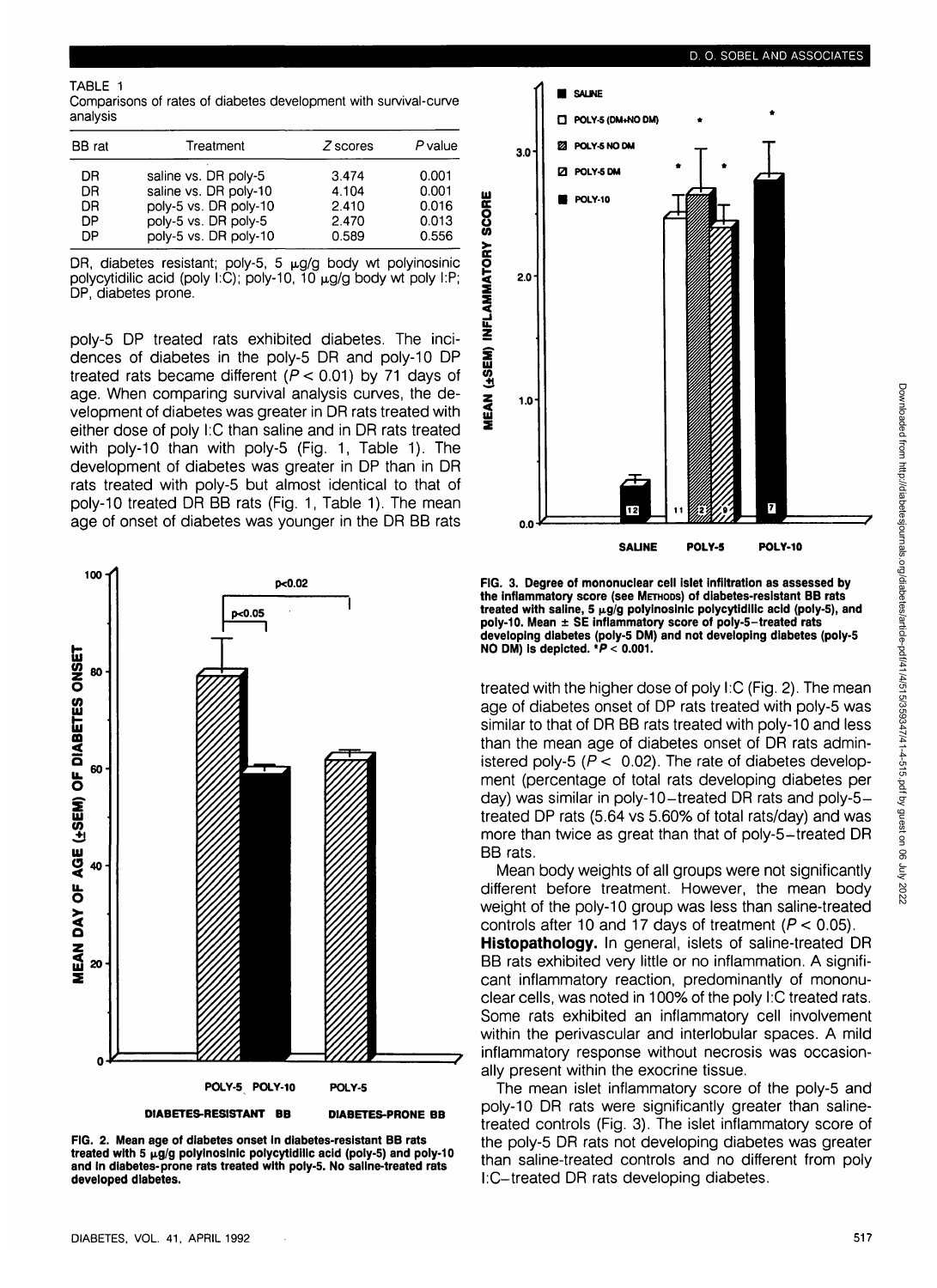TABLE 1
Comparisons of rates of diabetes development with survival-curve analysis

| BB rat | Treatment | Z scores | P value |
|---|---|---|---|
| DR | saline vs. DR poly-5 | 3.474 | 0.001 |
| DR | saline vs. DR poly-10 | 4.104 | 0.001 |
| DR | poly-5 vs. DR poly-10 | 2.410 | 0.016 |
| DP | poly-5 vs. DR poly-5 | 2.470 | 0.013 |
| DP | poly-5 vs. DR poly-10 | 0.589 | 0.556 |

DR, diabetes resistant; poly-5, 5 μg/g body wt polyinosinic polycytidilic acid (poly I:C); poly-10, 10 μg/g body wt poly I:P; DP, diabetes prone.

poly-5 DP treated rats exhibited diabetes. The incidences of diabetes in the poly-5 DR and poly-10 DP treated rats became different ($P < 0.01$) by 71 days of age. When comparing survival analysis curves, the development of diabetes was greater in DR rats treated with either dose of poly I:C than saline and in DR rats treated with poly-10 than with poly-5 (Fig. 1, Table 1). The development of diabetes was greater in DP than in DR rats treated with poly-5 but almost identical to that of poly-10 treated DR BB rats (Fig. 1, Table 1). The mean age of onset of diabetes was younger in the DR BB rats treated with the higher dose of poly I:C (Fig. 2). The mean age of diabetes onset of DP rats treated with poly-5 was similar to that of DR BB rats treated with poly-10 and less than the mean age of diabetes onset of DR rats administered poly-5 ($P < 0.02$). The rate of diabetes development (percentage of total rats developing diabetes per day) was similar in poly-10–treated DR rats and poly-5–treated DP rats (5.64 vs 5.60% of total rats/day) and was more than twice as great than that of poly-5–treated DR BB rats.

Mean body weights of all groups were not significantly different before treatment. However, the mean body weight of the poly-10 group was less than saline-treated controls after 10 and 17 days of treatment ($P < 0.05$).

**Histopathology.** In general, islets of saline-treated DR BB rats exhibited very little or no inflammation. A significant inflammatory reaction, predominantly of mononuclear cells, was noted in 100% of the poly I:C treated rats. Some rats exhibited an inflammatory cell involvement within the perivascular and interlobular spaces. A mild inflammatory response without necrosis was occasionally present within the exocrine tissue.

The mean islet inflammatory score of the poly-5 and poly-10 DR rats were significantly greater than saline-treated controls (Fig. 3). The islet inflammatory score of the poly-5 DR rats not developing diabetes was greater than saline-treated controls and no different from poly I:C–treated DR rats developing diabetes.

FIG. 2. Mean age of diabetes onset in diabetes-resistant BB rats treated with 5 μg/g polyinosinic polycytidilic acid (poly-5) and poly-10 and in diabetes-prone rats treated with poly-5. No saline-treated rats developed diabetes.

FIG. 3. Degree of mononuclear cell islet infiltration as assessed by the inflammatory score (see METHODS) of diabetes-resistant BB rats treated with saline, 5 μg/g polyinosinic polycytidilic acid (poly-5), and poly-10. Mean ± SE inflammatory score of poly-5–treated rats developing diabetes (poly-5 DM) and not developing diabetes (poly-5 NO DM) is depicted. *$P < 0.001$.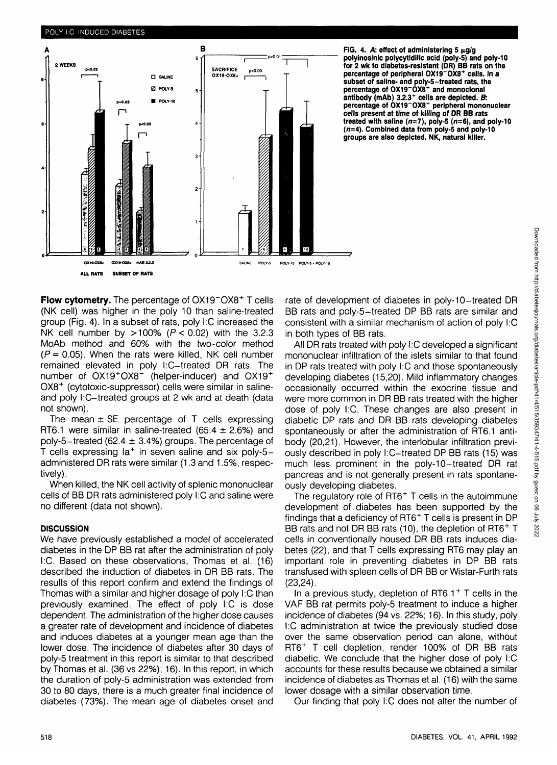FIG. 4. *A*: effect of administering 5 μg/g polyinosinic polycytidilic acid (poly-5) and poly-10 for 2 wk to diabetes-resistant (DR) BB rats on the percentage of peripheral $OX19^-OX8^+$ cells. In a subset of saline- and poly-5–treated rats, the percentage of $OX19^-OX8^+$ and monoclonal antibody (mAb) $3.2.3^+$ cells are depicted. *B*: percentage of $OX19^-OX8^+$ peripheral mononuclear cells present at time of killing of DR BB rats treated with saline (*n*=7), poly-5 (*n*=6), and poly-10 (*n*=4). Combined data from poly-5 and poly-10 groups are also depicted. NK, natural killer.

**Flow cytometry.** The percentage of $OX19^-OX8^+$ T cells (NK cell) was higher in the poly 10 than saline-treated group (Fig. 4). In a subset of rats, poly I:C increased the NK cell number by >100% ($P < 0.02$) with the 3.2.3 MoAb method and 60% with the two-color method ($P = 0.05$). When the rats were killed, NK cell number remained elevated in poly I:C–treated DR rats. The number of $OX19^+OX8^-$ (helper-inducer) and $OX19^+OX8^+$ (cytotoxic-suppressor) cells were similar in saline- and poly I:C–treated groups at 2 wk and at death (data not shown).

The mean ± SE percentage of T cells expressing RT6.1 were similar in saline-treated (65.4 ± 2.6%) and poly-5–treated (62.4 ± 3.4%) groups. The percentage of T cells expressing $Ia^+$ in seven saline and six poly-5–administered DR rats were similar (1.3 and 1.5%, respectively).

When killed, the NK cell activity of splenic mononuclear cells of BB DR rats administered poly I:C and saline were no different (data not shown).

## DISCUSSION

We have previously established a model of accelerated diabetes in the DP BB rat after the administration of poly I:C. Based on these observations, Thomas et al. (16) described the induction of diabetes in DR BB rats. The results of this report confirm and extend the findings of Thomas with a similar and higher dosage of poly I:C than previously examined. The effect of poly I:C is dose dependent. The administration of the higher dose causes a greater rate of development and incidence of diabetes and induces diabetes at a younger mean age than the lower dose. The incidence of diabetes after 30 days of poly-5 treatment in this report is similar to that described by Thomas et al. (36 vs 22%); 16). In this report, in which the duration of poly-5 administration was extended from 30 to 80 days, there is a much greater final incidence of diabetes (73%). The mean age of diabetes onset and rate of development of diabetes in poly-10–treated DR BB rats and poly-5–treated DP BB rats are similar and consistent with a similar mechanism of action of poly I:C in both types of BB rats.

All DR rats treated with poly I:C developed a significant mononuclear infiltration of the islets similar to that found in DP rats treated with poly I:C and those spontaneously developing diabetes (15,20). Mild inflammatory changes occasionally occurred within the exocrine tissue and were more common in DR BB rats treated with the higher dose of poly I:C. These changes are also present in diabetic DP rats and DR BB rats developing diabetes spontaneously or after the administration of RT6.1 antibody (20,21). However, the interlobular infiltration previously described in poly I:C–treated DP BB rats (15) was much less prominent in the poly-10–treated DR rat pancreas and is not generally present in rats spontaneously developing diabetes.

The regulatory role of $RT6^+$ T cells in the autoimmune development of diabetes has been supported by the findings that a deficiency of $RT6^+$ T cells is present in DP BB rats and not DR BB rats (10), the depletion of $RT6^+$ T cells in conventionally housed DR BB rats induces diabetes (22), and that T cells expressing RT6 may play an important role in preventing diabetes in DP BB rats transfused with spleen cells of DR BB or Wistar-Furth rats (23,24).

In a previous study, depletion of $RT6.1^+$ T cells in the VAF BB rat permits poly-5 treatment to induce a higher incidence of diabetes (94 vs. 22%; 16). In this study, poly I:C administration at twice the previously studied dose over the same observation period can alone, without $RT6^+$ T cell depletion, render 100% of DR BB rats diabetic. We conclude that the higher dose of poly I:C accounts for these results because we obtained a similar incidence of diabetes as Thomas et al. (16) with the same lower dosage with a similar observation time.

Our finding that poly I:C does not alter the number of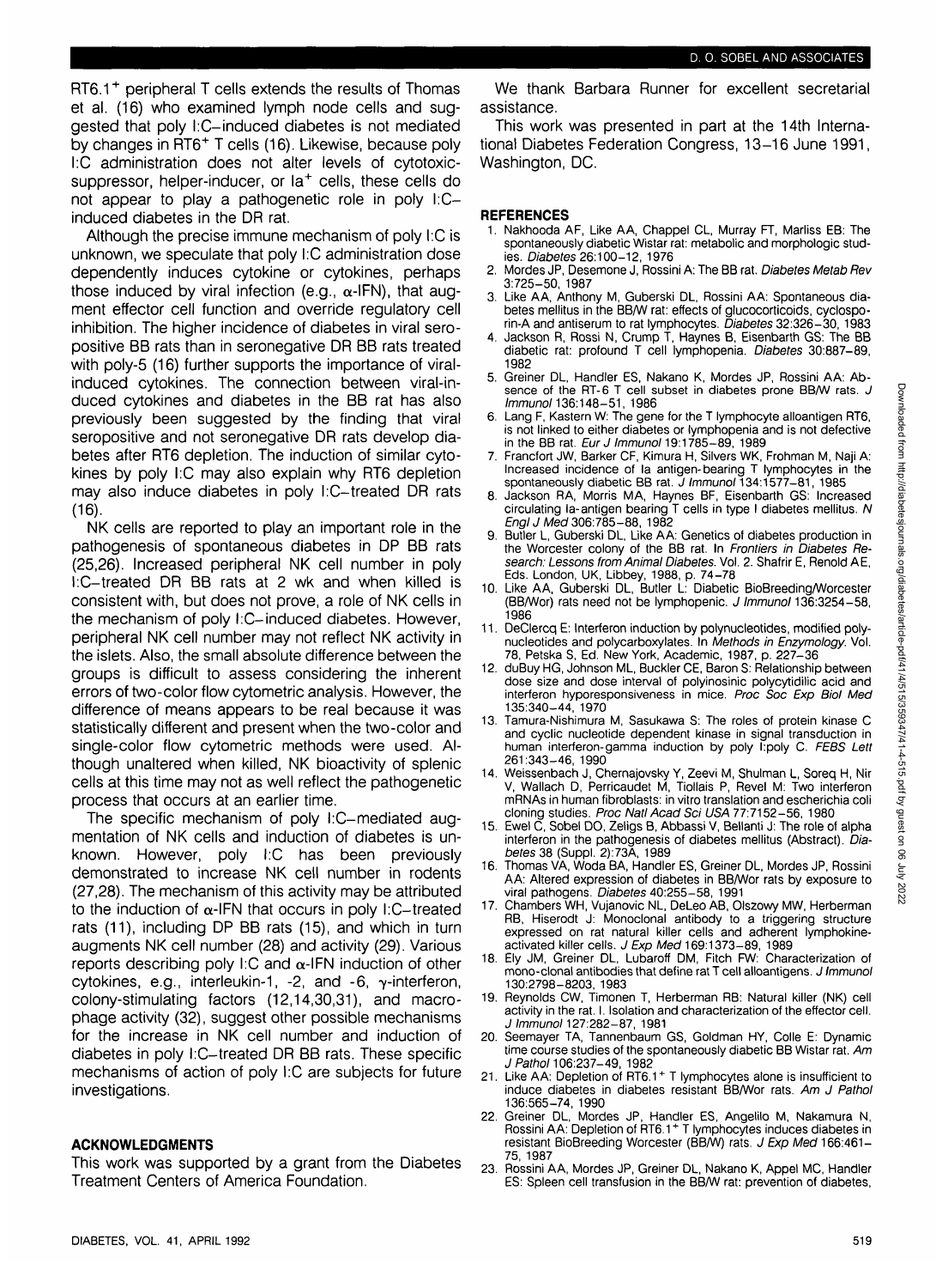RT6.1$^+$ peripheral T cells extends the results of Thomas et al. (16) who examined lymph node cells and suggested that poly I:C–induced diabetes is not mediated by changes in RT6$^+$ T cells (16). Likewise, because poly I:C administration does not alter levels of cytotoxic-suppressor, helper-inducer, or Ia$^+$ cells, these cells do not appear to play a pathogenetic role in poly I:C–induced diabetes in the DR rat.

Although the precise immune mechanism of poly I:C is unknown, we speculate that poly I:C administration dose dependently induces cytokine or cytokines, perhaps those induced by viral infection (e.g., α-IFN), that augment effector cell function and override regulatory cell inhibition. The higher incidence of diabetes in viral seropositive BB rats than in seronegative DR BB rats treated with poly-5 (16) further supports the importance of viral-induced cytokines. The connection between viral-induced cytokines and diabetes in the BB rat has also previously been suggested by the finding that viral seropositive and not seronegative DR rats develop diabetes after RT6 depletion. The induction of similar cytokines by poly I:C may also explain why RT6 depletion may also induce diabetes in poly I:C–treated DR rats (16).

NK cells are reported to play an important role in the pathogenesis of spontaneous diabetes in DP BB rats (25,26). Increased peripheral NK cell number in poly I:C–treated DR BB rats at 2 wk and when killed is consistent with, but does not prove, a role of NK cells in the mechanism of poly I:C–induced diabetes. However, peripheral NK cell number may not reflect NK activity in the islets. Also, the small absolute difference between the groups is difficult to assess considering the inherent errors of two-color flow cytometric analysis. However, the difference of means appears to be real because it was statistically different and present when the two-color and single-color flow cytometric methods were used. Although unaltered when killed, NK bioactivity of splenic cells at this time may not as well reflect the pathogenetic process that occurs at an earlier time.

The specific mechanism of poly I:C–mediated augmentation of NK cells and induction of diabetes is unknown. However, poly I:C has been previously demonstrated to increase NK cell number in rodents (27,28). The mechanism of this activity may be attributed to the induction of α-IFN that occurs in poly I:C–treated rats (11), including DP BB rats (15), and which in turn augments NK cell number (28) and activity (29). Various reports describing poly I:C and α-IFN induction of other cytokines, e.g., interleukin-1, -2, and -6, γ-interferon, colony-stimulating factors (12,14,30,31), and macrophage activity (32), suggest other possible mechanisms for the increase in NK cell number and induction of diabetes in poly I:C–treated DR BB rats. These specific mechanisms of action of poly I:C are subjects for future investigations.

## ACKNOWLEDGMENTS

This work was supported by a grant from the Diabetes Treatment Centers of America Foundation.

We thank Barbara Runner for excellent secretarial assistance.

This work was presented in part at the 14th International Diabetes Federation Congress, 13–16 June 1991, Washington, DC.

## REFERENCES

1. Nakhooda AF, Like AA, Chappel CL, Murray FT, Marliss EB: The spontaneously diabetic Wistar rat: metabolic and morphologic studies. *Diabetes* 26:100–12, 1976
2. Mordes JP, Desemone J, Rossini A: The BB rat. *Diabetes Metab Rev* 3:725–50, 1987
3. Like AA, Anthony M, Guberski DL, Rossini AA: Spontaneous diabetes mellitus in the BB/W rat: effects of glucocorticoids, cyclosporin-A and antiserum to rat lymphocytes. *Diabetes* 32:326–30, 1983
4. Jackson R, Rossi N, Crump T, Haynes B, Eisenbarth GS: The BB diabetic rat: profound T cell lymphopenia. *Diabetes* 30:887–89, 1982
5. Greiner DL, Handler ES, Nakano K, Mordes JP, Rossini AA: Absence of the RT-6 T cell subset in diabetes prone BB/W rats. *J Immunol* 136:148–51, 1986
6. Lang F, Kastern W: The gene for the T lymphocyte alloantigen RT6, is not linked to either diabetes or lymphopenia and is not defective in the BB rat. *Eur J Immunol* 19:1785–89, 1989
7. Francfort JW, Barker CF, Kimura H, Silvers WK, Frohman M, Naji A: Increased incidence of Ia antigen-bearing T lymphocytes in the spontaneously diabetic BB rat. *J Immunol* 134:1577–81, 1985
8. Jackson RA, Morris MA, Haynes BF, Eisenbarth GS: Increased circulating Ia-antigen bearing T cells in type I diabetes mellitus. *N Engl J Med* 306:785–88, 1982
9. Butler L, Guberski DL, Like AA: Genetics of diabetes production in the Worcester colony of the BB rat. In *Frontiers in Diabetes Research: Lessons from Animal Diabetes*. Vol. 2. Shafrir E, Renold AE, Eds. London, UK, Libbey, 1988, p. 74–78
10. Like AA, Guberski DL, Butler L: Diabetic BioBreeding/Worcester (BB/Wor) rats need not be lymphopenic. *J Immunol* 136:3254–58, 1986
11. DeClercq E: Interferon induction by polynucleotides, modified polynucleotides and polycarboxylates. In *Methods in Enzymology*. Vol. 78, Petska S, Ed. New York, Academic, 1987, p. 227–36
12. duBuy HG, Johnson ML, Buckler CE, Baron S: Relationship between dose size and dose interval of polyinosinic polycytidilic acid and interferon hyporesponsiveness in mice. *Proc Soc Exp Biol Med* 135:340–44, 1970
13. Tamura-Nishimura M, Sasukawa S: The roles of protein kinase C and cyclic nucleotide dependent kinase in signal transduction in human interferon-gamma induction by poly I:poly C. *FEBS Lett* 261:343–46, 1990
14. Weissenbach J, Chernajovsky Y, Zeevi M, Shulman L, Soreq H, Nir V, Wallach D, Perricaudet M, Tiollais P, Revel M: Two interferon mRNAs in human fibroblasts: in vitro translation and escherichia coli cloning studies. *Proc Natl Acad Sci USA* 77:7152–56, 1980
15. Ewel C, Sobel DO, Zeligs B, Abbassi V, Bellanti J: The role of alpha interferon in the pathogenesis of diabetes mellitus (Abstract). *Diabetes* 38 (Suppl. 2):73A, 1989
16. Thomas VA, Woda BA, Handler ES, Greiner DL, Mordes JP, Rossini AA: Altered expression of diabetes in BB/Wor rats by exposure to viral pathogens. *Diabetes* 40:255–58, 1991
17. Chambers WH, Vujanovic NL, DeLeo AB, Olszowy MW, Herberman RB, Hiserodt J: Monoclonal antibody to a triggering structure expressed on rat natural killer cells and adherent lymphokine-activated killer cells. *J Exp Med* 169:1373–89, 1989
18. Ely JM, Greiner DL, Lubaroff DM, Fitch FW: Characterization of mono-clonal antibodies that define rat T cell alloantigens. *J Immunol* 130:2798–8203, 1983
19. Reynolds CW, Timonen T, Herberman RB: Natural killer (NK) cell activity in the rat. I. Isolation and characterization of the effector cell. *J Immunol* 127:282–87, 1981
20. Seemayer TA, Tannenbaum GS, Goldman HY, Colle E: Dynamic time course studies of the spontaneously diabetic BB Wistar rat. *Am J Pathol* 106:237–49, 1982
21. Like AA: Depletion of RT6.1$^+$ T lymphocytes alone is insufficient to induce diabetes in diabetes resistant BB/Wor rats. *Am J Pathol* 136:565–74, 1990
22. Greiner DL, Mordes JP, Handler ES, Angelilo M, Nakamura N, Rossini AA: Depletion of RT6.1$^+$ T lymphocytes induces diabetes in resistant BioBreeding Worcester (BB/W) rats. *J Exp Med* 166:461–75, 1987
23. Rossini AA, Mordes JP, Greiner DL, Nakano K, Appel MC, Handler ES: Spleen cell transfusion in the BB/W rat: prevention of diabetes,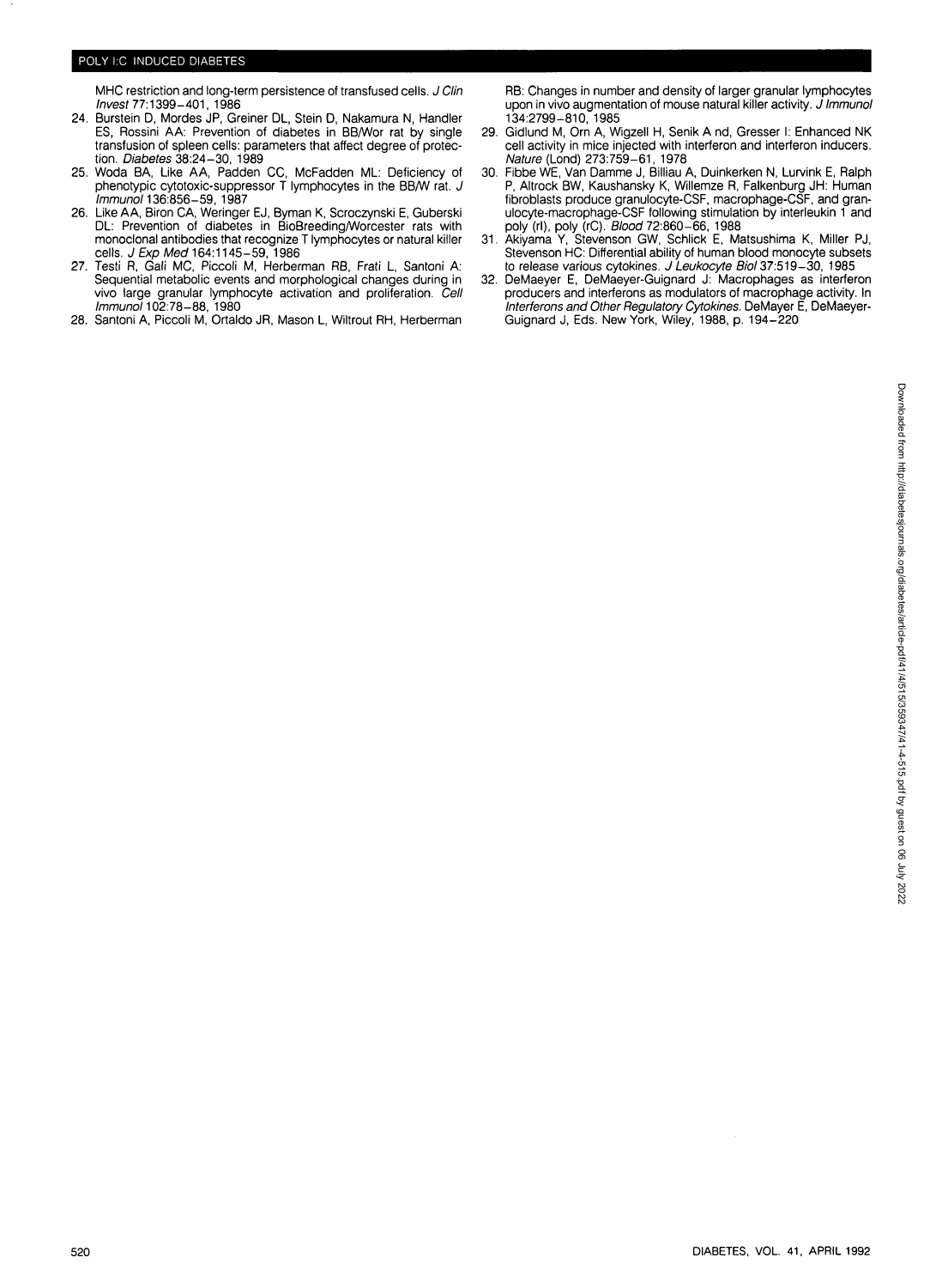MHC restriction and long-term persistence of transfused cells. *J Clin Invest* 77:1399–401, 1986

24. Burstein D, Mordes JP, Greiner DL, Stein D, Nakamura N, Handler ES, Rossini AA: Prevention of diabetes in BB/Wor rat by single transfusion of spleen cells: parameters that affect degree of protection. *Diabetes* 38:24–30, 1989
25. Woda BA, Like AA, Padden CC, McFadden ML: Deficiency of phenotypic cytotoxic-suppressor T lymphocytes in the BB/W rat. *J Immunol* 136:856–59, 1987
26. Like AA, Biron CA, Weringer EJ, Byman K, Scroczynski E, Guberski DL: Prevention of diabetes in BioBreeding/Worcester rats with monoclonal antibodies that recognize T lymphocytes or natural killer cells. *J Exp Med* 164:1145–59, 1986
27. Testi R, Gali MC, Piccoli M, Herberman RB, Frati L, Santoni A: Sequential metabolic events and morphological changes during in vivo large granular lymphocyte activation and proliferation. *Cell Immunol* 102:78–88, 1980
28. Santoni A, Piccoli M, Ortaldo JR, Mason L, Wiltrout RH, Herberman RB: Changes in number and density of larger granular lymphocytes upon in vivo augmentation of mouse natural killer activity. *J Immunol* 134:2799–810, 1985
29. Gidlund M, Orn A, Wigzell H, Senik A nd, Gresser I: Enhanced NK cell activity in mice injected with interferon and interferon inducers. *Nature* (Lond) 273:759–61, 1978
30. Fibbe WE, Van Damme J, Billiau A, Duinkerken N, Lurvink E, Ralph P, Altrock BW, Kaushansky K, Willemze R, Falkenburg JH: Human fibroblasts produce granulocyte-CSF, macrophage-CSF, and granulocyte-macrophage-CSF following stimulation by interleukin 1 and poly (rI), poly (rC). *Blood* 72:860–66, 1988
31. Akiyama Y, Stevenson GW, Schlick E, Matsushima K, Miller PJ, Stevenson HC: Differential ability of human blood monocyte subsets to release various cytokines. *J Leukocyte Biol* 37:519–30, 1985
32. DeMaeyer E, DeMaeyer-Guignard J: Macrophages as interferon producers and interferons as modulators of macrophage activity. In *Interferons and Other Regulatory Cytokines*. DeMayer E, DeMaeyer-Guignard J, Eds. New York, Wiley, 1988, p. 194–220